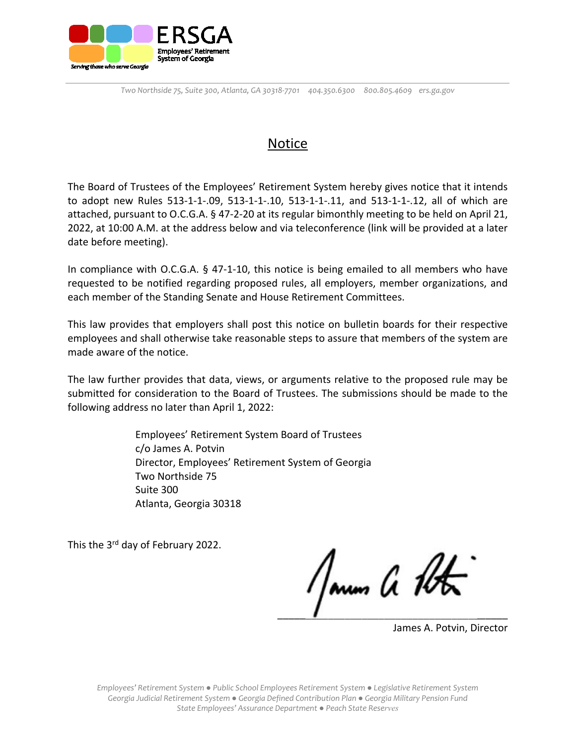ERSGA
Employees' Retirement System of Georgia
*Serving those who serve Georgia*

*Two Northside 75, Suite 300, Atlanta, GA 30318-7701 404.350.6300 800.805.4609 ers.ga.gov*

# Notice

The Board of Trustees of the Employees' Retirement System hereby gives notice that it intends to adopt new Rules 513-1-1-.09, 513-1-1-.10, 513-1-1-.11, and 513-1-1-.12, all of which are attached, pursuant to O.C.G.A. § 47-2-20 at its regular bimonthly meeting to be held on April 21, 2022, at 10:00 A.M. at the address below and via teleconference (link will be provided at a later date before meeting).

In compliance with O.C.G.A. § 47-1-10, this notice is being emailed to all members who have requested to be notified regarding proposed rules, all employers, member organizations, and each member of the Standing Senate and House Retirement Committees.

This law provides that employers shall post this notice on bulletin boards for their respective employees and shall otherwise take reasonable steps to assure that members of the system are made aware of the notice.

The law further provides that data, views, or arguments relative to the proposed rule may be submitted for consideration to the Board of Trustees. The submissions should be made to the following address no later than April 1, 2022:

> Employees' Retirement System Board of Trustees
> c/o James A. Potvin
> Director, Employees' Retirement System of Georgia
> Two Northside 75
> Suite 300
> Atlanta, Georgia 30318

This the 3rd day of February 2022.

James A. Potvin, Director

*Employees' Retirement System ● Public School Employees Retirement System ● Legislative Retirement System*
*Georgia Judicial Retirement System ● Georgia Defined Contribution Plan ● Georgia Military Pension Fund*
*State Employees' Assurance Department ● Peach State Reserves*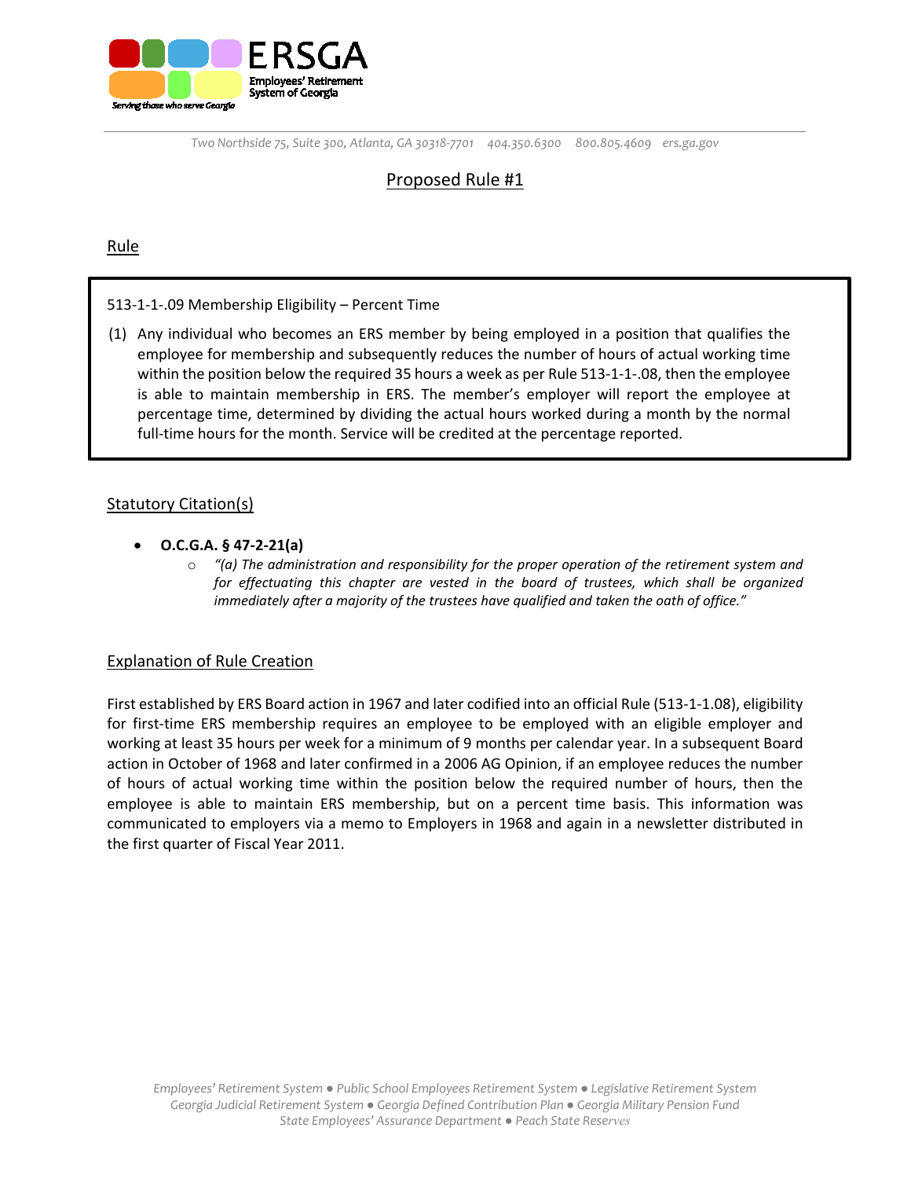## Proposed Rule #1

### Rule

513-1-1-.09 Membership Eligibility – Percent Time

(1) Any individual who becomes an ERS member by being employed in a position that qualifies the employee for membership and subsequently reduces the number of hours of actual working time within the position below the required 35 hours a week as per Rule 513-1-1-.08, then the employee is able to maintain membership in ERS. The member's employer will report the employee at percentage time, determined by dividing the actual hours worked during a month by the normal full-time hours for the month. Service will be credited at the percentage reported.

### Statutory Citation(s)

- **O.C.G.A. § 47-2-21(a)**
  - *"(a) The administration and responsibility for the proper operation of the retirement system and for effectuating this chapter are vested in the board of trustees, which shall be organized immediately after a majority of the trustees have qualified and taken the oath of office."*

### Explanation of Rule Creation

First established by ERS Board action in 1967 and later codified into an official Rule (513-1-1.08), eligibility for first-time ERS membership requires an employee to be employed with an eligible employer and working at least 35 hours per week for a minimum of 9 months per calendar year. In a subsequent Board action in October of 1968 and later confirmed in a 2006 AG Opinion, if an employee reduces the number of hours of actual working time within the position below the required number of hours, then the employee is able to maintain ERS membership, but on a percent time basis. This information was communicated to employers via a memo to Employers in 1968 and again in a newsletter distributed in the first quarter of Fiscal Year 2011.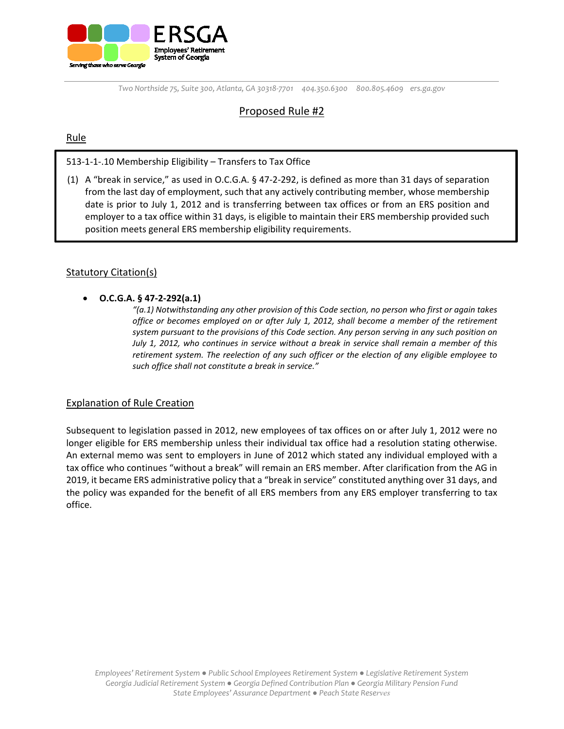## Proposed Rule #2

### Rule

513-1-1-.10 Membership Eligibility – Transfers to Tax Office

(1) A "break in service," as used in O.C.G.A. § 47-2-292, is defined as more than 31 days of separation from the last day of employment, such that any actively contributing member, whose membership date is prior to July 1, 2012 and is transferring between tax offices or from an ERS position and employer to a tax office within 31 days, is eligible to maintain their ERS membership provided such position meets general ERS membership eligibility requirements.

### Statutory Citation(s)

- **O.C.G.A. § 47-2-292(a.1)**

  *"(a.1) Notwithstanding any other provision of this Code section, no person who first or again takes office or becomes employed on or after July 1, 2012, shall become a member of the retirement system pursuant to the provisions of this Code section. Any person serving in any such position on July 1, 2012, who continues in service without a break in service shall remain a member of this retirement system. The reelection of any such officer or the election of any eligible employee to such office shall not constitute a break in service."*

### Explanation of Rule Creation

Subsequent to legislation passed in 2012, new employees of tax offices on or after July 1, 2012 were no longer eligible for ERS membership unless their individual tax office had a resolution stating otherwise. An external memo was sent to employers in June of 2012 which stated any individual employed with a tax office who continues "without a break" will remain an ERS member. After clarification from the AG in 2019, it became ERS administrative policy that a "break in service" constituted anything over 31 days, and the policy was expanded for the benefit of all ERS members from any ERS employer transferring to tax office.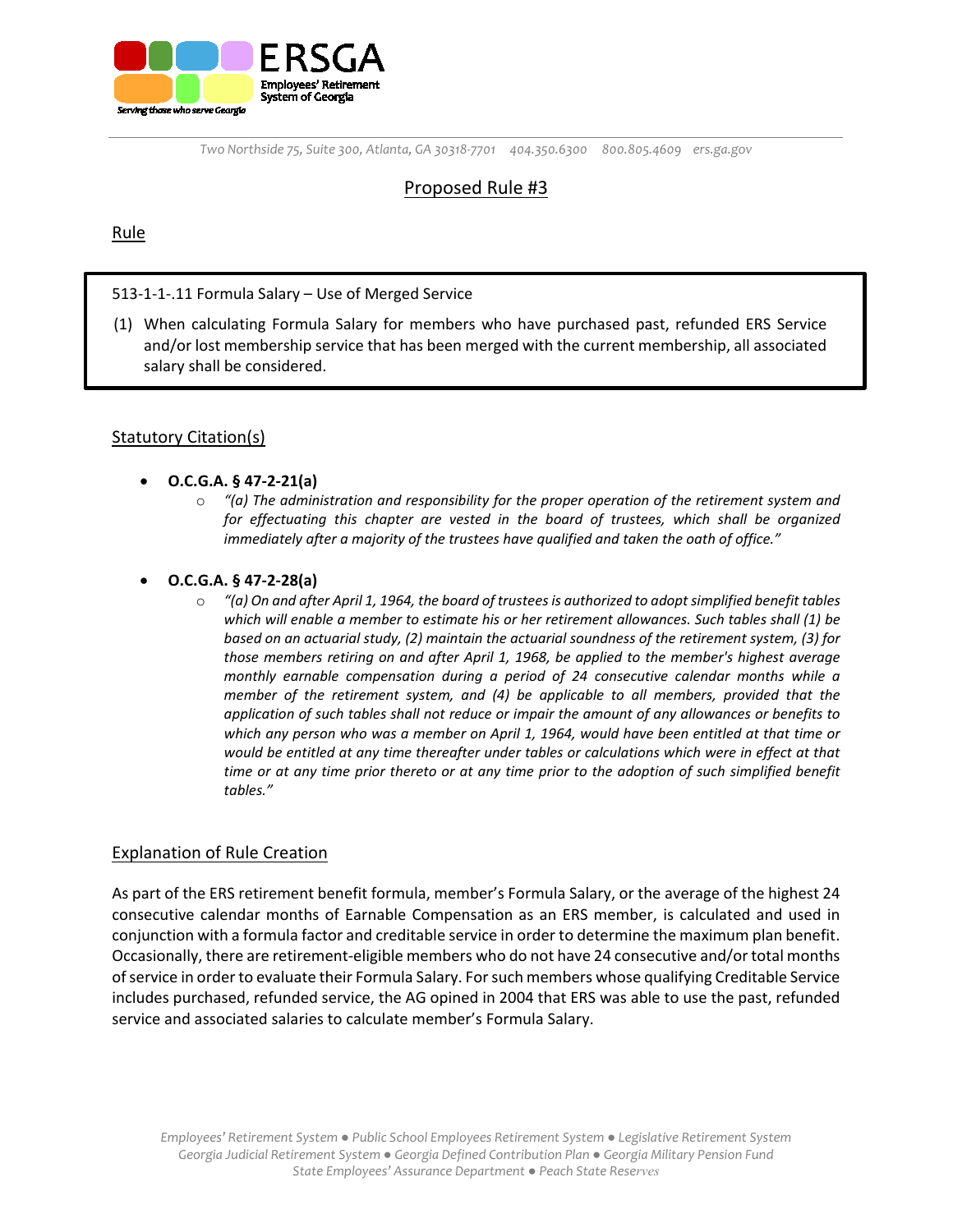# Proposed Rule #3

## Rule

> 513-1-1-.11 Formula Salary – Use of Merged Service
>
> (1) When calculating Formula Salary for members who have purchased past, refunded ERS Service and/or lost membership service that has been merged with the current membership, all associated salary shall be considered.

## Statutory Citation(s)

- **O.C.G.A. § 47-2-21(a)**
  - *"(a) The administration and responsibility for the proper operation of the retirement system and for effectuating this chapter are vested in the board of trustees, which shall be organized immediately after a majority of the trustees have qualified and taken the oath of office."*

- **O.C.G.A. § 47-2-28(a)**
  - *"(a) On and after April 1, 1964, the board of trustees is authorized to adopt simplified benefit tables which will enable a member to estimate his or her retirement allowances. Such tables shall (1) be based on an actuarial study, (2) maintain the actuarial soundness of the retirement system, (3) for those members retiring on and after April 1, 1968, be applied to the member's highest average monthly earnable compensation during a period of 24 consecutive calendar months while a member of the retirement system, and (4) be applicable to all members, provided that the application of such tables shall not reduce or impair the amount of any allowances or benefits to which any person who was a member on April 1, 1964, would have been entitled at that time or would be entitled at any time thereafter under tables or calculations which were in effect at that time or at any time prior thereto or at any time prior to the adoption of such simplified benefit tables."*

## Explanation of Rule Creation

As part of the ERS retirement benefit formula, member's Formula Salary, or the average of the highest 24 consecutive calendar months of Earnable Compensation as an ERS member, is calculated and used in conjunction with a formula factor and creditable service in order to determine the maximum plan benefit. Occasionally, there are retirement-eligible members who do not have 24 consecutive and/or total months of service in order to evaluate their Formula Salary. For such members whose qualifying Creditable Service includes purchased, refunded service, the AG opined in 2004 that ERS was able to use the past, refunded service and associated salaries to calculate member's Formula Salary.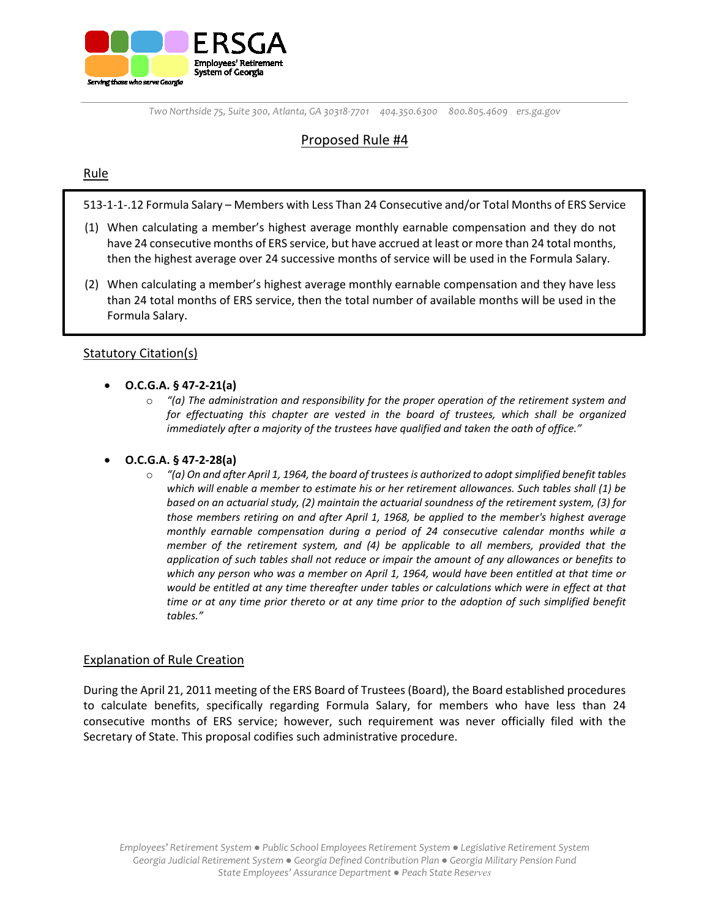ERSGA
Employees' Retirement System of Georgia
Serving those who serve Georgia

Two Northside 75, Suite 300, Atlanta, GA 30318-7701 404.350.6300 800.805.4609 ers.ga.gov

## Proposed Rule #4

### Rule

513-1-1-.12 Formula Salary – Members with Less Than 24 Consecutive and/or Total Months of ERS Service

(1) When calculating a member's highest average monthly earnable compensation and they do not have 24 consecutive months of ERS service, but have accrued at least or more than 24 total months, then the highest average over 24 successive months of service will be used in the Formula Salary.

(2) When calculating a member's highest average monthly earnable compensation and they have less than 24 total months of ERS service, then the total number of available months will be used in the Formula Salary.

### Statutory Citation(s)

- **O.C.G.A. § 47-2-21(a)**
  - *"(a) The administration and responsibility for the proper operation of the retirement system and for effectuating this chapter are vested in the board of trustees, which shall be organized immediately after a majority of the trustees have qualified and taken the oath of office."*

- **O.C.G.A. § 47-2-28(a)**
  - *"(a) On and after April 1, 1964, the board of trustees is authorized to adopt simplified benefit tables which will enable a member to estimate his or her retirement allowances. Such tables shall (1) be based on an actuarial study, (2) maintain the actuarial soundness of the retirement system, (3) for those members retiring on and after April 1, 1968, be applied to the member's highest average monthly earnable compensation during a period of 24 consecutive calendar months while a member of the retirement system, and (4) be applicable to all members, provided that the application of such tables shall not reduce or impair the amount of any allowances or benefits to which any person who was a member on April 1, 1964, would have been entitled at that time or would be entitled at any time thereafter under tables or calculations which were in effect at that time or at any time prior thereto or at any time prior to the adoption of such simplified benefit tables."*

### Explanation of Rule Creation

During the April 21, 2011 meeting of the ERS Board of Trustees (Board), the Board established procedures to calculate benefits, specifically regarding Formula Salary, for members who have less than 24 consecutive months of ERS service; however, such requirement was never officially filed with the Secretary of State. This proposal codifies such administrative procedure.

Employees' Retirement System ● Public School Employees Retirement System ● Legislative Retirement System
Georgia Judicial Retirement System ● Georgia Defined Contribution Plan ● Georgia Military Pension Fund
State Employees' Assurance Department ● Peach State Reserves